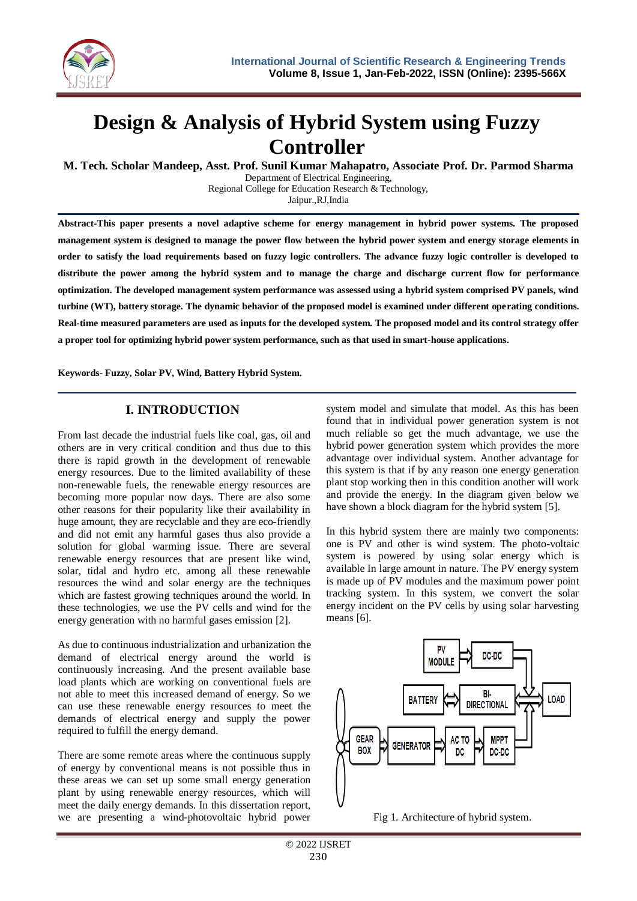# Design & Analysis of Hybrid System using Fuzzy Controller

**M. Tech. Scholar Mandeep, Asst. Prof. Sunil Kumar Mahapatro, Associate Prof. Dr. Parmod Sharma**

Department of Electrical Engineering,
Regional College for Education Research & Technology,
Jaipur.,RJ,India

**Abstract-This paper presents a novel adaptive scheme for energy management in hybrid power systems. The proposed management system is designed to manage the power flow between the hybrid power system and energy storage elements in order to satisfy the load requirements based on fuzzy logic controllers. The advance fuzzy logic controller is developed to distribute the power among the hybrid system and to manage the charge and discharge current flow for performance optimization. The developed management system performance was assessed using a hybrid system comprised PV panels, wind turbine (WT), battery storage. The dynamic behavior of the proposed model is examined under different operating conditions. Real-time measured parameters are used as inputs for the developed system. The proposed model and its control strategy offer a proper tool for optimizing hybrid power system performance, such as that used in smart-house applications.**

**Keywords- Fuzzy, Solar PV, Wind, Battery Hybrid System.**

## I. INTRODUCTION

From last decade the industrial fuels like coal, gas, oil and others are in very critical condition and thus due to this there is rapid growth in the development of renewable energy resources. Due to the limited availability of these non-renewable fuels, the renewable energy resources are becoming more popular now days. There are also some other reasons for their popularity like their availability in huge amount, they are recyclable and they are eco-friendly and did not emit any harmful gases thus also provide a solution for global warming issue. There are several renewable energy resources that are present like wind, solar, tidal and hydro etc. among all these renewable resources the wind and solar energy are the techniques which are fastest growing techniques around the world. In these technologies, we use the PV cells and wind for the energy generation with no harmful gases emission [2].

As due to continuous industrialization and urbanization the demand of electrical energy around the world is continuously increasing. And the present available base load plants which are working on conventional fuels are not able to meet this increased demand of energy. So we can use these renewable energy resources to meet the demands of electrical energy and supply the power required to fulfill the energy demand.

There are some remote areas where the continuous supply of energy by conventional means is not possible thus in these areas we can set up some small energy generation plant by using renewable energy resources, which will meet the daily energy demands. In this dissertation report, we are presenting a wind-photovoltaic hybrid power system model and simulate that model. As this has been found that in individual power generation system is not much reliable so get the much advantage, we use the hybrid power generation system which provides the more advantage over individual system. Another advantage for this system is that if by any reason one energy generation plant stop working then in this condition another will work and provide the energy. In the diagram given below we have shown a block diagram for the hybrid system [5].

In this hybrid system there are mainly two components: one is PV and other is wind system. The photo-voltaic system is powered by using solar energy which is available In large amount in nature. The PV energy system is made up of PV modules and the maximum power point tracking system. In this system, we convert the solar energy incident on the PV cells by using solar harvesting means [6].

Fig 1. Architecture of hybrid system.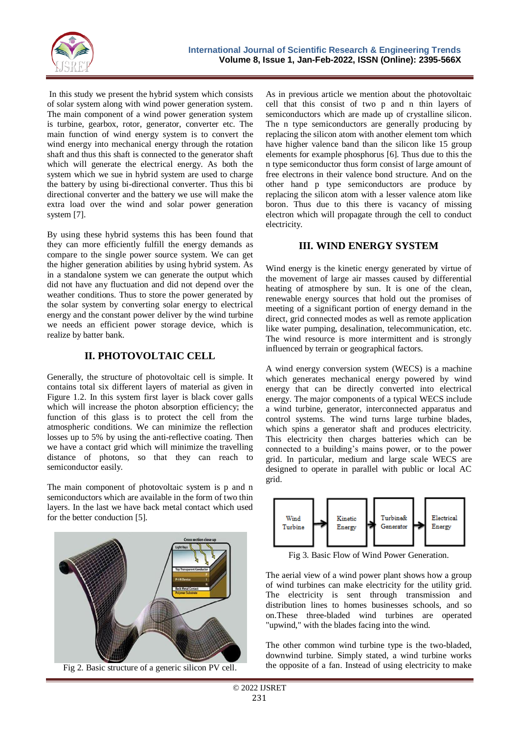In this study we present the hybrid system which consists of solar system along with wind power generation system. The main component of a wind power generation system is turbine, gearbox, rotor, generator, converter etc. The main function of wind energy system is to convert the wind energy into mechanical energy through the rotation shaft and thus this shaft is connected to the generator shaft which will generate the electrical energy. As both the system which we sue in hybrid system are used to charge the battery by using bi-directional converter. Thus this bi directional converter and the battery we use will make the extra load over the wind and solar power generation system [7].

By using these hybrid systems this has been found that they can more efficiently fulfill the energy demands as compare to the single power source system. We can get the higher generation abilities by using hybrid system. As in a standalone system we can generate the output which did not have any fluctuation and did not depend over the weather conditions. Thus to store the power generated by the solar system by converting solar energy to electrical energy and the constant power deliver by the wind turbine we needs an efficient power storage device, which is realize by batter bank.

## II. PHOTOVOLTAIC CELL

Generally, the structure of photovoltaic cell is simple. It contains total six different layers of material as given in Figure 1.2. In this system first layer is black cover galls which will increase the photon absorption efficiency; the function of this glass is to protect the cell from the atmospheric conditions. We can minimize the reflection losses up to 5% by using the anti-reflective coating. Then we have a contact grid which will minimize the travelling distance of photons, so that they can reach to semiconductor easily.

The main component of photovoltaic system is p and n semiconductors which are available in the form of two thin layers. In the last we have back metal contact which used for the better conduction [5].

Fig 2. Basic structure of a generic silicon PV cell.

As in previous article we mention about the photovoltaic cell that this consist of two p and n thin layers of semiconductors which are made up of crystalline silicon. The n type semiconductors are generally producing by replacing the silicon atom with another element tom which have higher valence band than the silicon like 15 group elements for example phosphorus [6]. Thus due to this the n type semiconductor thus form consist of large amount of free electrons in their valence bond structure. And on the other hand p type semiconductors are produce by replacing the silicon atom with a lesser valence atom like boron. Thus due to this there is vacancy of missing electron which will propagate through the cell to conduct electricity.

## III. WIND ENERGY SYSTEM

Wind energy is the kinetic energy generated by virtue of the movement of large air masses caused by differential heating of atmosphere by sun. It is one of the clean, renewable energy sources that hold out the promises of meeting of a significant portion of energy demand in the direct, grid connected modes as well as remote application like water pumping, desalination, telecommunication, etc. The wind resource is more intermittent and is strongly influenced by terrain or geographical factors.

A wind energy conversion system (WECS) is a machine which generates mechanical energy powered by wind energy that can be directly converted into electrical energy. The major components of a typical WECS include a wind turbine, generator, interconnected apparatus and control systems. The wind turns large turbine blades, which spins a generator shaft and produces electricity. This electricity then charges batteries which can be connected to a building's mains power, or to the power grid. In particular, medium and large scale WECS are designed to operate in parallel with public or local AC grid.

Wind Turbine → Kinetic Energy → Turbine& Generator → Electrical Energy

Fig 3. Basic Flow of Wind Power Generation.

The aerial view of a wind power plant shows how a group of wind turbines can make electricity for the utility grid. The electricity is sent through transmission and distribution lines to homes businesses schools, and so on.These three-bladed wind turbines are operated "upwind," with the blades facing into the wind.

The other common wind turbine type is the two-bladed, downwind turbine. Simply stated, a wind turbine works the opposite of a fan. Instead of using electricity to make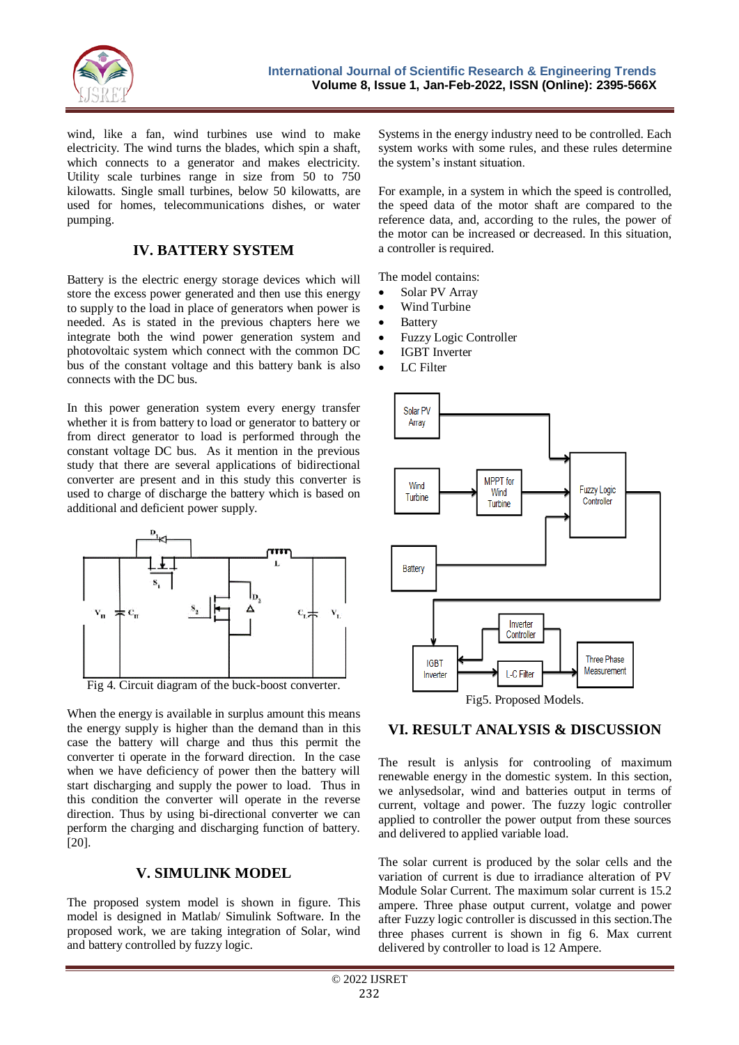wind, like a fan, wind turbines use wind to make electricity. The wind turns the blades, which spin a shaft, which connects to a generator and makes electricity. Utility scale turbines range in size from 50 to 750 kilowatts. Single small turbines, below 50 kilowatts, are used for homes, telecommunications dishes, or water pumping.

## IV. BATTERY SYSTEM

Battery is the electric energy storage devices which will store the excess power generated and then use this energy to supply to the load in place of generators when power is needed. As is stated in the previous chapters here we integrate both the wind power generation system and photovoltaic system which connect with the common DC bus of the constant voltage and this battery bank is also connects with the DC bus.

In this power generation system every energy transfer whether it is from battery to load or generator to battery or from direct generator to load is performed through the constant voltage DC bus. As it mention in the previous study that there are several applications of bidirectional converter are present and in this study this converter is used to charge of discharge the battery which is based on additional and deficient power supply.

Fig 4. Circuit diagram of the buck-boost converter.

When the energy is available in surplus amount this means the energy supply is higher than the demand than in this case the battery will charge and thus this permit the converter ti operate in the forward direction. In the case when we have deficiency of power then the battery will start discharging and supply the power to load. Thus in this condition the converter will operate in the reverse direction. Thus by using bi-directional converter we can perform the charging and discharging function of battery. [20].

## V. SIMULINK MODEL

The proposed system model is shown in figure. This model is designed in Matlab/ Simulink Software. In the proposed work, we are taking integration of Solar, wind and battery controlled by fuzzy logic.

Systems in the energy industry need to be controlled. Each system works with some rules, and these rules determine the system's instant situation.

For example, in a system in which the speed is controlled, the speed data of the motor shaft are compared to the reference data, and, according to the rules, the power of the motor can be increased or decreased. In this situation, a controller is required.

The model contains:

- Solar PV Array
- Wind Turbine
- Battery
- Fuzzy Logic Controller
- IGBT Inverter
- LC Filter

Fig5. Proposed Models.

## VI. RESULT ANALYSIS & DISCUSSION

The result is anlysis for controoling of maximum renewable energy in the domestic system. In this section, we anlysedsolar, wind and batteries output in terms of current, voltage and power. The fuzzy logic controller applied to controller the power output from these sources and delivered to applied variable load.

The solar current is produced by the solar cells and the variation of current is due to irradiance alteration of PV Module Solar Current. The maximum solar current is 15.2 ampere. Three phase output current, volatge and power after Fuzzy logic controller is discussed in this section.The three phases current is shown in fig 6. Max current delivered by controller to load is 12 Ampere.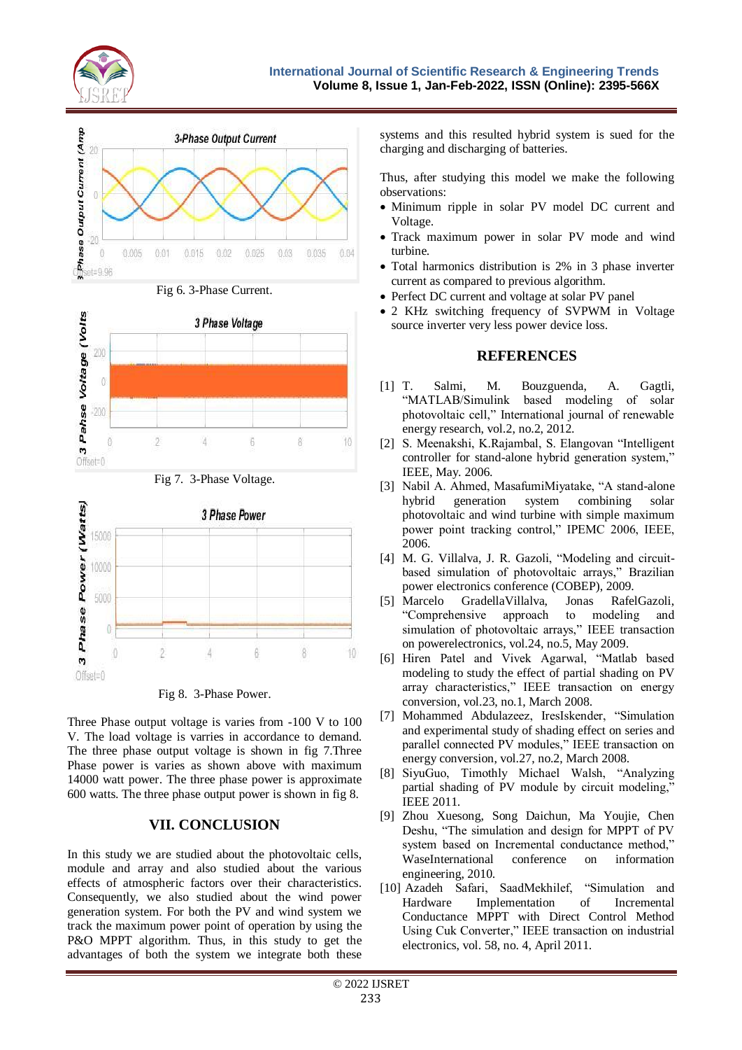Fig 6. 3-Phase Current.

Fig 7. 3-Phase Voltage.

Fig 8. 3-Phase Power.

Three Phase output voltage is varies from -100 V to 100 V. The load voltage is varries in accordance to demand. The three phase output voltage is shown in fig 7.Three Phase power is varies as shown above with maximum 14000 watt power. The three phase power is approximate 600 watts. The three phase output power is shown in fig 8.

## VII. CONCLUSION

In this study we are studied about the photovoltaic cells, module and array and also studied about the various effects of atmospheric factors over their characteristics. Consequently, we also studied about the wind power generation system. For both the PV and wind system we track the maximum power point of operation by using the P&O MPPT algorithm. Thus, in this study to get the advantages of both the system we integrate both these systems and this resulted hybrid system is sued for the charging and discharging of batteries.

Thus, after studying this model we make the following observations:

- Minimum ripple in solar PV model DC current and Voltage.
- Track maximum power in solar PV mode and wind turbine.
- Total harmonics distribution is 2% in 3 phase inverter current as compared to previous algorithm.
- Perfect DC current and voltage at solar PV panel
- 2 KHz switching frequency of SVPWM in Voltage source inverter very less power device loss.

## REFERENCES

[1] T. Salmi, M. Bouzguenda, A. Gagtli, "MATLAB/Simulink based modeling of solar photovoltaic cell," International journal of renewable energy research, vol.2, no.2, 2012.

[2] S. Meenakshi, K.Rajambal, S. Elangovan "Intelligent controller for stand-alone hybrid generation system," IEEE, May. 2006.

[3] Nabil A. Ahmed, MasafumiMiyatake, "A stand-alone hybrid generation system combining solar photovoltaic and wind turbine with simple maximum power point tracking control," IPEMC 2006, IEEE, 2006.

[4] M. G. Villalva, J. R. Gazoli, "Modeling and circuit-based simulation of photovoltaic arrays," Brazilian power electronics conference (COBEP), 2009.

[5] Marcelo GradellaVillalva, Jonas RafelGazoli, "Comprehensive approach to modeling and simulation of photovoltaic arrays," IEEE transaction on powerelectronics, vol.24, no.5, May 2009.

[6] Hiren Patel and Vivek Agarwal, "Matlab based modeling to study the effect of partial shading on PV array characteristics," IEEE transaction on energy conversion, vol.23, no.1, March 2008.

[7] Mohammed Abdulazeez, IresIskender, "Simulation and experimental study of shading effect on series and parallel connected PV modules," IEEE transaction on energy conversion, vol.27, no.2, March 2008.

[8] SiyuGuo, Timothly Michael Walsh, "Analyzing partial shading of PV module by circuit modeling," IEEE 2011.

[9] Zhou Xuesong, Song Daichun, Ma Youjie, Chen Deshu, "The simulation and design for MPPT of PV system based on Incremental conductance method," WaseInternational conference on information engineering, 2010.

[10] Azadeh Safari, SaadMekhilef, "Simulation and Hardware Implementation of Incremental Conductance MPPT with Direct Control Method Using Cuk Converter," IEEE transaction on industrial electronics, vol. 58, no. 4, April 2011.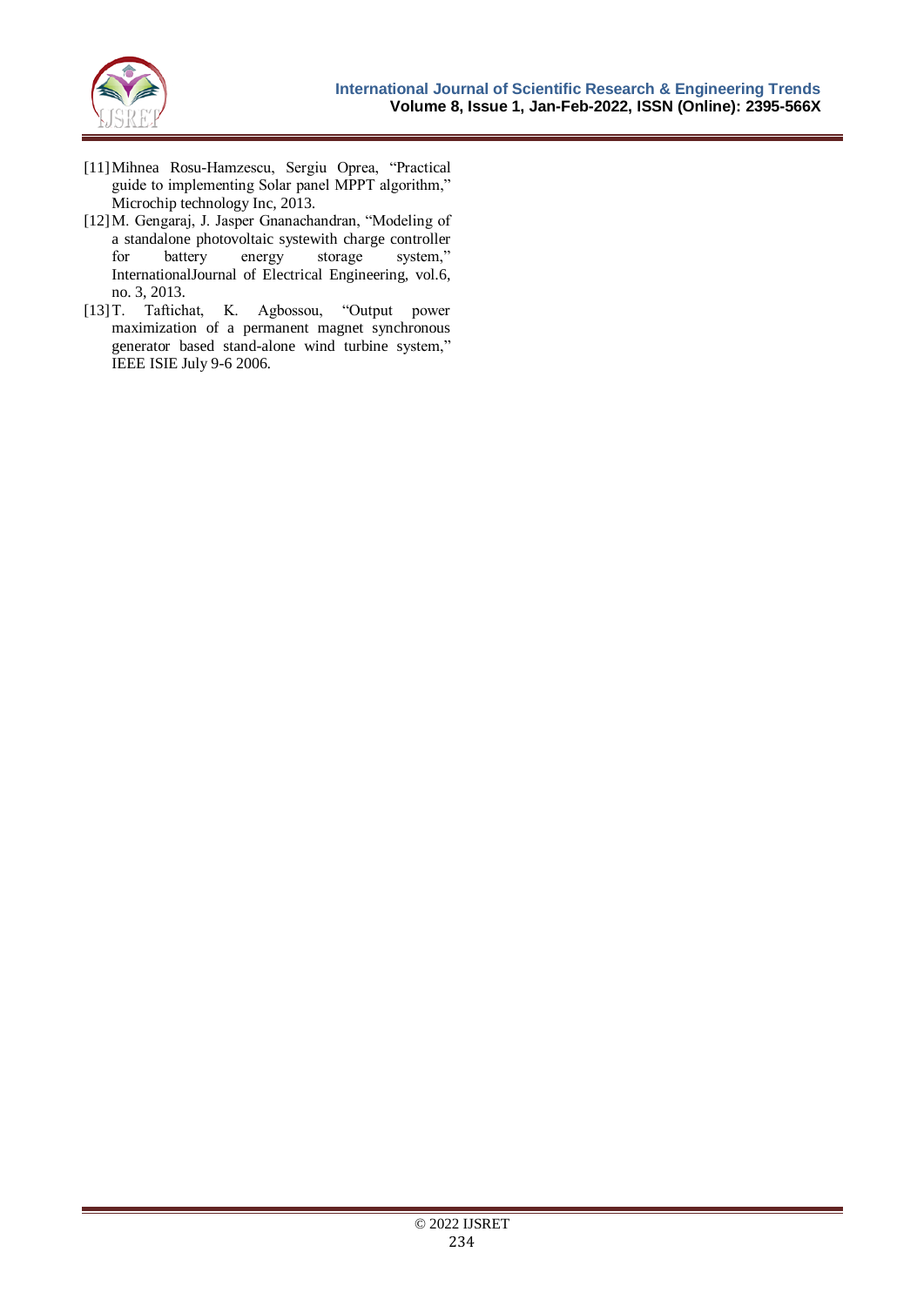[11] Mihnea Rosu-Hamzescu, Sergiu Oprea, "Practical guide to implementing Solar panel MPPT algorithm," Microchip technology Inc, 2013.

[12] M. Gengaraj, J. Jasper Gnanachandran, "Modeling of a standalone photovoltaic systewith charge controller for battery energy storage system," InternationalJournal of Electrical Engineering, vol.6, no. 3, 2013.

[13] T. Taftichat, K. Agbossou, "Output power maximization of a permanent magnet synchronous generator based stand-alone wind turbine system," IEEE ISIE July 9-6 2006.